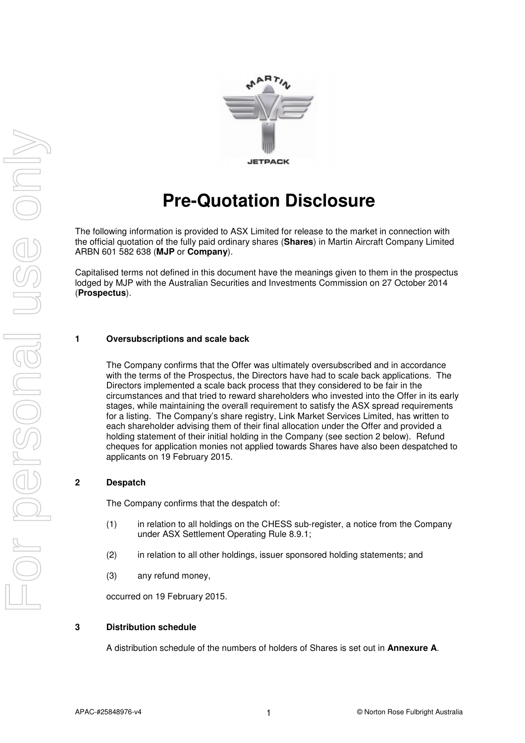# Pre-Quotation Disclosure

The following information is provided to ASX Limited for release to the market in connection with the official quotation of the fully paid ordinary shares (**Shares**) in Martin Aircraft Company Limited ARBN 601 582 638 (**MJP** or **Company**).

Capitalised terms not defined in this document have the meanings given to them in the prospectus lodged by MJP with the Australian Securities and Investments Commission on 27 October 2014 (**Prospectus**).

## 1 Oversubscriptions and scale back

The Company confirms that the Offer was ultimately oversubscribed and in accordance with the terms of the Prospectus, the Directors have had to scale back applications. The Directors implemented a scale back process that they considered to be fair in the circumstances and that tried to reward shareholders who invested into the Offer in its early stages, while maintaining the overall requirement to satisfy the ASX spread requirements for a listing. The Company's share registry, Link Market Services Limited, has written to each shareholder advising them of their final allocation under the Offer and provided a holding statement of their initial holding in the Company (see section 2 below). Refund cheques for application monies not applied towards Shares have also been despatched to applicants on 19 February 2015.

## 2 Despatch

The Company confirms that the despatch of:

(1) in relation to all holdings on the CHESS sub-register, a notice from the Company under ASX Settlement Operating Rule 8.9.1;

(2) in relation to all other holdings, issuer sponsored holding statements; and

(3) any refund money,

occurred on 19 February 2015.

## 3 Distribution schedule

A distribution schedule of the numbers of holders of Shares is set out in **Annexure A**.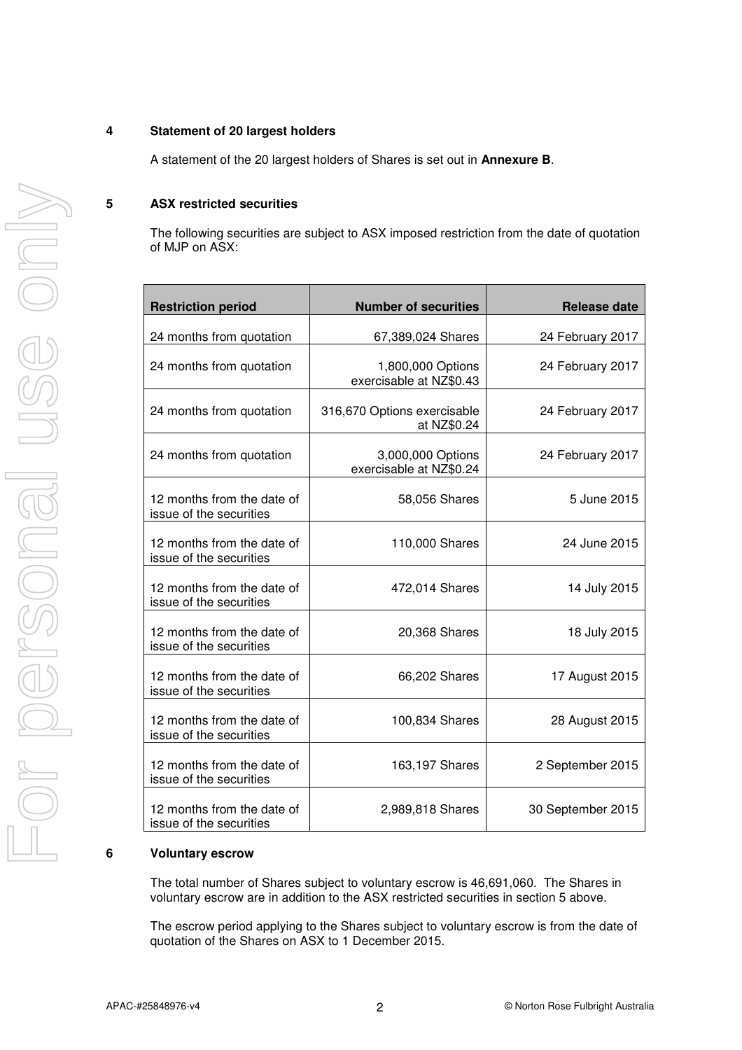## 4 Statement of 20 largest holders

A statement of the 20 largest holders of Shares is set out in **Annexure B**.

## 5 ASX restricted securities

The following securities are subject to ASX imposed restriction from the date of quotation of MJP on ASX:

| Restriction period | Number of securities | Release date |
|---|---|---|
| 24 months from quotation | 67,389,024 Shares | 24 February 2017 |
| 24 months from quotation | 1,800,000 Options exercisable at NZ$0.43 | 24 February 2017 |
| 24 months from quotation | 316,670 Options exercisable at NZ$0.24 | 24 February 2017 |
| 24 months from quotation | 3,000,000 Options exercisable at NZ$0.24 | 24 February 2017 |
| 12 months from the date of issue of the securities | 58,056 Shares | 5 June 2015 |
| 12 months from the date of issue of the securities | 110,000 Shares | 24 June 2015 |
| 12 months from the date of issue of the securities | 472,014 Shares | 14 July 2015 |
| 12 months from the date of issue of the securities | 20,368 Shares | 18 July 2015 |
| 12 months from the date of issue of the securities | 66,202 Shares | 17 August 2015 |
| 12 months from the date of issue of the securities | 100,834 Shares | 28 August 2015 |
| 12 months from the date of issue of the securities | 163,197 Shares | 2 September 2015 |
| 12 months from the date of issue of the securities | 2,989,818 Shares | 30 September 2015 |

## 6 Voluntary escrow

The total number of Shares subject to voluntary escrow is 46,691,060. The Shares in voluntary escrow are in addition to the ASX restricted securities in section 5 above.

The escrow period applying to the Shares subject to voluntary escrow is from the date of quotation of the Shares on ASX to 1 December 2015.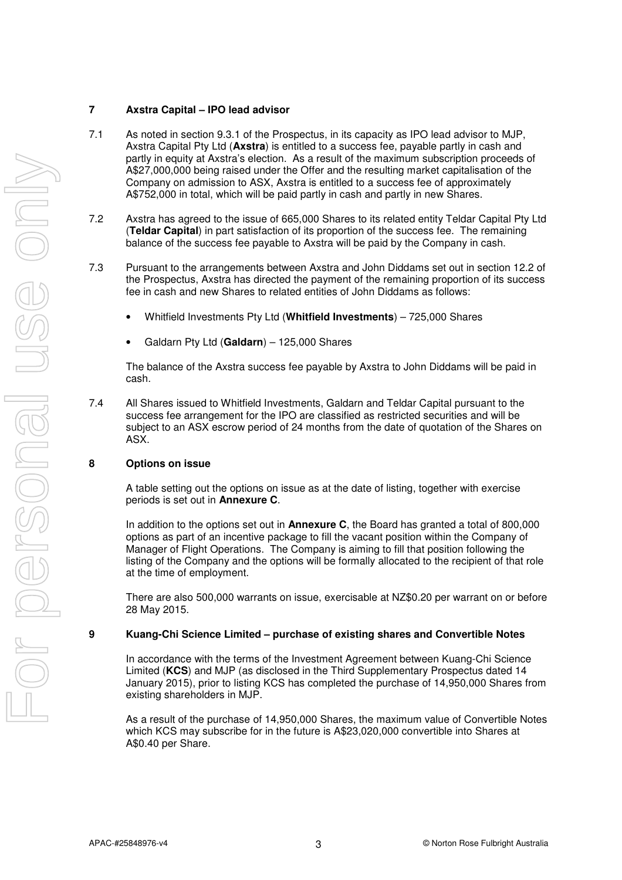## 7 Axstra Capital – IPO lead advisor

7.1 As noted in section 9.3.1 of the Prospectus, in its capacity as IPO lead advisor to MJP, Axstra Capital Pty Ltd (**Axstra**) is entitled to a success fee, payable partly in cash and partly in equity at Axstra's election. As a result of the maximum subscription proceeds of A$27,000,000 being raised under the Offer and the resulting market capitalisation of the Company on admission to ASX, Axstra is entitled to a success fee of approximately A$752,000 in total, which will be paid partly in cash and partly in new Shares.

7.2 Axstra has agreed to the issue of 665,000 Shares to its related entity Teldar Capital Pty Ltd (**Teldar Capital**) in part satisfaction of its proportion of the success fee. The remaining balance of the success fee payable to Axstra will be paid by the Company in cash.

7.3 Pursuant to the arrangements between Axstra and John Diddams set out in section 12.2 of the Prospectus, Axstra has directed the payment of the remaining proportion of its success fee in cash and new Shares to related entities of John Diddams as follows:

- Whitfield Investments Pty Ltd (**Whitfield Investments**) – 725,000 Shares
- Galdarn Pty Ltd (**Galdarn**) – 125,000 Shares

The balance of the Axstra success fee payable by Axstra to John Diddams will be paid in cash.

7.4 All Shares issued to Whitfield Investments, Galdarn and Teldar Capital pursuant to the success fee arrangement for the IPO are classified as restricted securities and will be subject to an ASX escrow period of 24 months from the date of quotation of the Shares on ASX.

## 8 Options on issue

A table setting out the options on issue as at the date of listing, together with exercise periods is set out in **Annexure C**.

In addition to the options set out in **Annexure C**, the Board has granted a total of 800,000 options as part of an incentive package to fill the vacant position within the Company of Manager of Flight Operations. The Company is aiming to fill that position following the listing of the Company and the options will be formally allocated to the recipient of that role at the time of employment.

There are also 500,000 warrants on issue, exercisable at NZ$0.20 per warrant on or before 28 May 2015.

## 9 Kuang-Chi Science Limited – purchase of existing shares and Convertible Notes

In accordance with the terms of the Investment Agreement between Kuang-Chi Science Limited (**KCS**) and MJP (as disclosed in the Third Supplementary Prospectus dated 14 January 2015), prior to listing KCS has completed the purchase of 14,950,000 Shares from existing shareholders in MJP.

As a result of the purchase of 14,950,000 Shares, the maximum value of Convertible Notes which KCS may subscribe for in the future is A$23,020,000 convertible into Shares at A$0.40 per Share.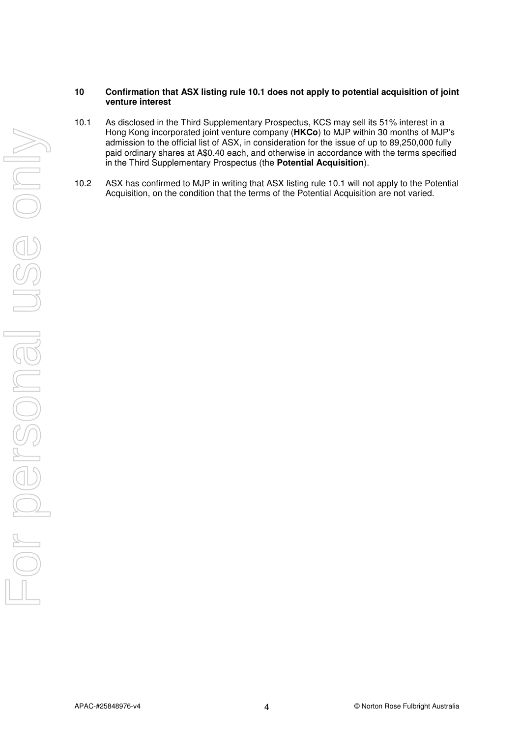## 10 Confirmation that ASX listing rule 10.1 does not apply to potential acquisition of joint venture interest

10.1 As disclosed in the Third Supplementary Prospectus, KCS may sell its 51% interest in a Hong Kong incorporated joint venture company (**HKCo**) to MJP within 30 months of MJP's admission to the official list of ASX, in consideration for the issue of up to 89,250,000 fully paid ordinary shares at A$0.40 each, and otherwise in accordance with the terms specified in the Third Supplementary Prospectus (the **Potential Acquisition**).

10.2 ASX has confirmed to MJP in writing that ASX listing rule 10.1 will not apply to the Potential Acquisition, on the condition that the terms of the Potential Acquisition are not varied.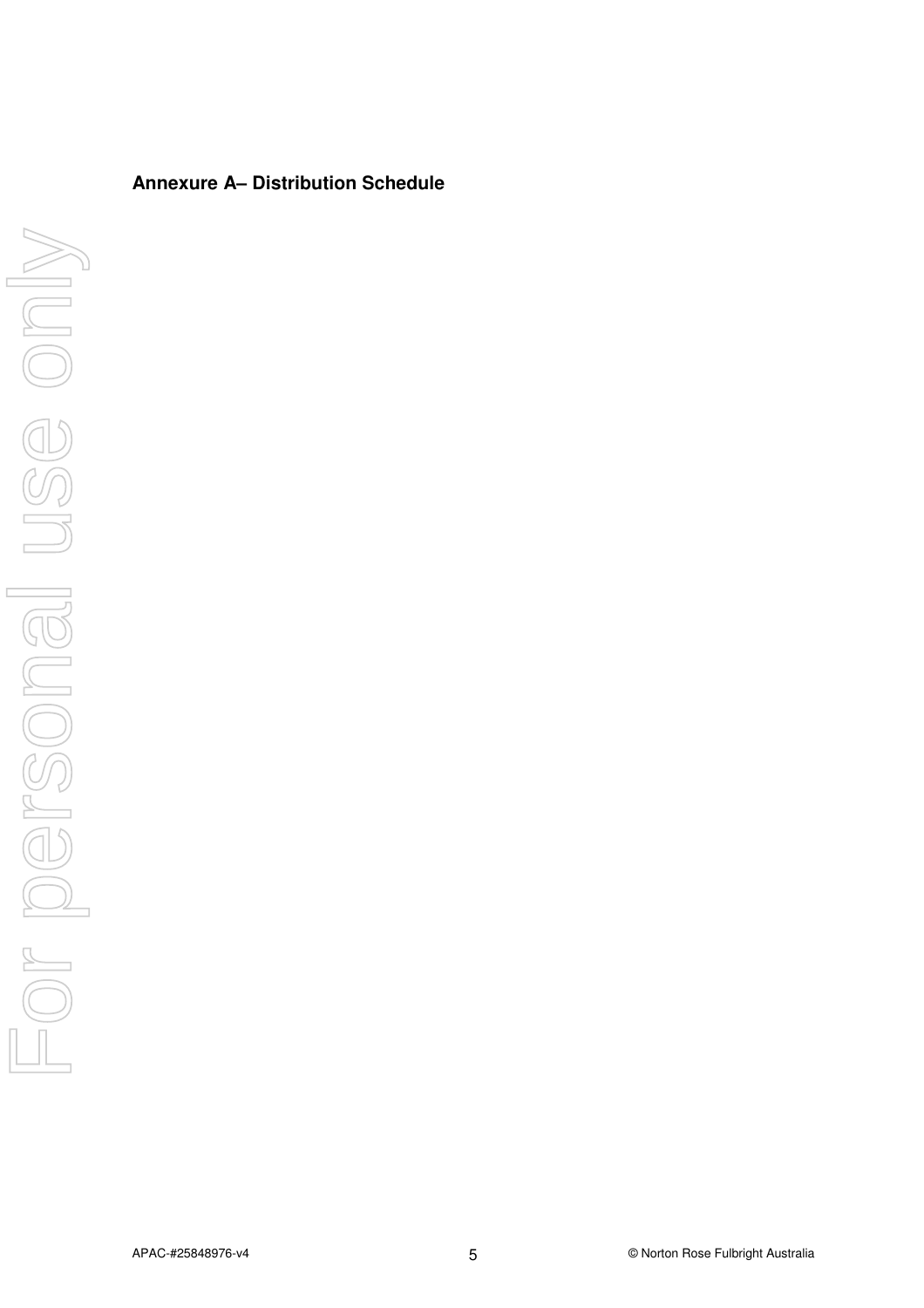## Annexure A– Distribution Schedule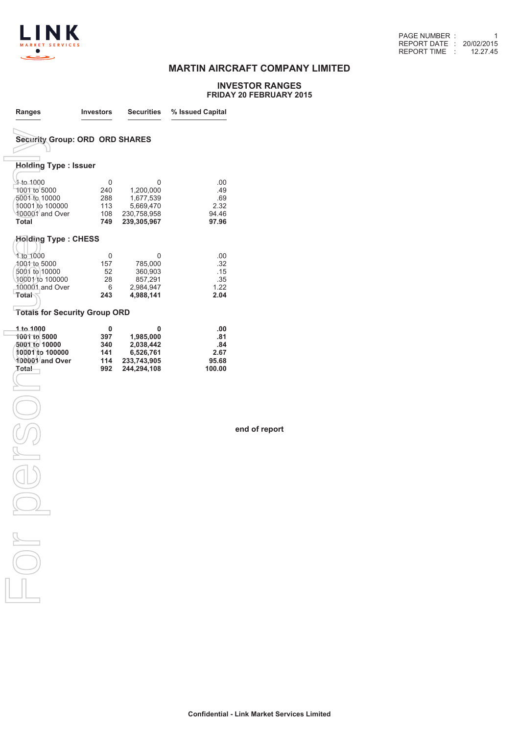PAGE NUMBER : 1
REPORT DATE : 20/02/2015
REPORT TIME : 12.27.45

# MARTIN AIRCRAFT COMPANY LIMITED

## INVESTOR RANGES
### FRIDAY 20 FEBRUARY 2015

| Ranges | Investors | Securities | % Issued Capital |
|---|---|---|---|
| **Security Group: ORD ORD SHARES** | | | |
| **Holding Type : Issuer** | | | |
| 1 to 1000 | 0 | 0 | .00 |
| 1001 to 5000 | 240 | 1,200,000 | .49 |
| 5001 to 10000 | 288 | 1,677,539 | .69 |
| 10001 to 100000 | 113 | 5,669,470 | 2.32 |
| 100001 and Over | 108 | 230,758,958 | 94.46 |
| **Total** | **749** | **239,305,967** | **97.96** |
| **Holding Type : CHESS** | | | |
| 1 to 1000 | 0 | 0 | .00 |
| 1001 to 5000 | 157 | 785,000 | .32 |
| 5001 to 10000 | 52 | 360,903 | .15 |
| 10001 to 100000 | 28 | 857,291 | .35 |
| 100001 and Over | 6 | 2,984,947 | 1.22 |
| **Total** | **243** | **4,988,141** | **2.04** |
| **Totals for Security Group ORD** | | | |
| **1 to 1000** | **0** | **0** | **.00** |
| **1001 to 5000** | **397** | **1,985,000** | **.81** |
| **5001 to 10000** | **340** | **2,038,442** | **.84** |
| **10001 to 100000** | **141** | **6,526,761** | **2.67** |
| **100001 and Over** | **114** | **233,743,905** | **95.68** |
| **Total** | **992** | **244,294,108** | **100.00** |

**end of report**

**Confidential - Link Market Services Limited**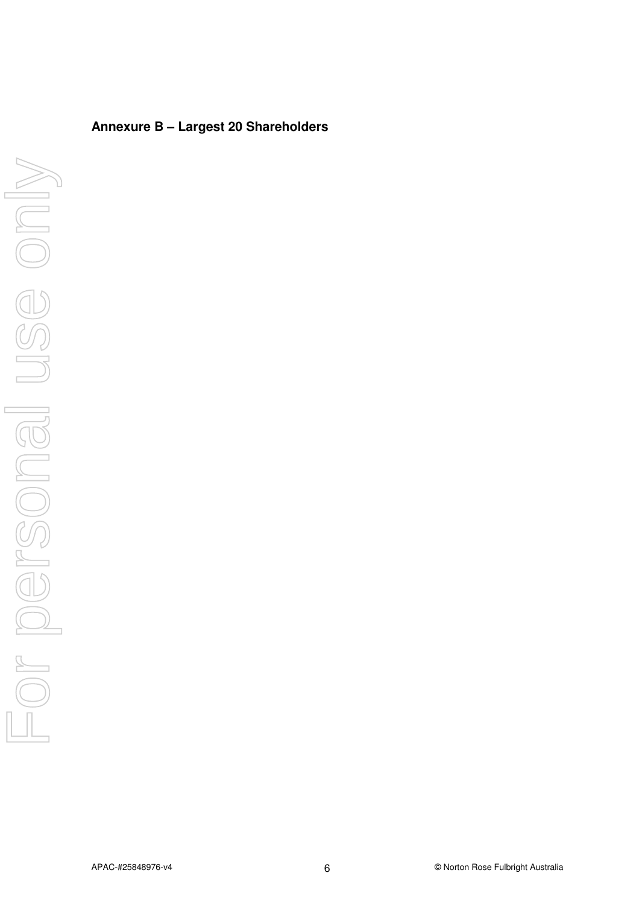## Annexure B – Largest 20 Shareholders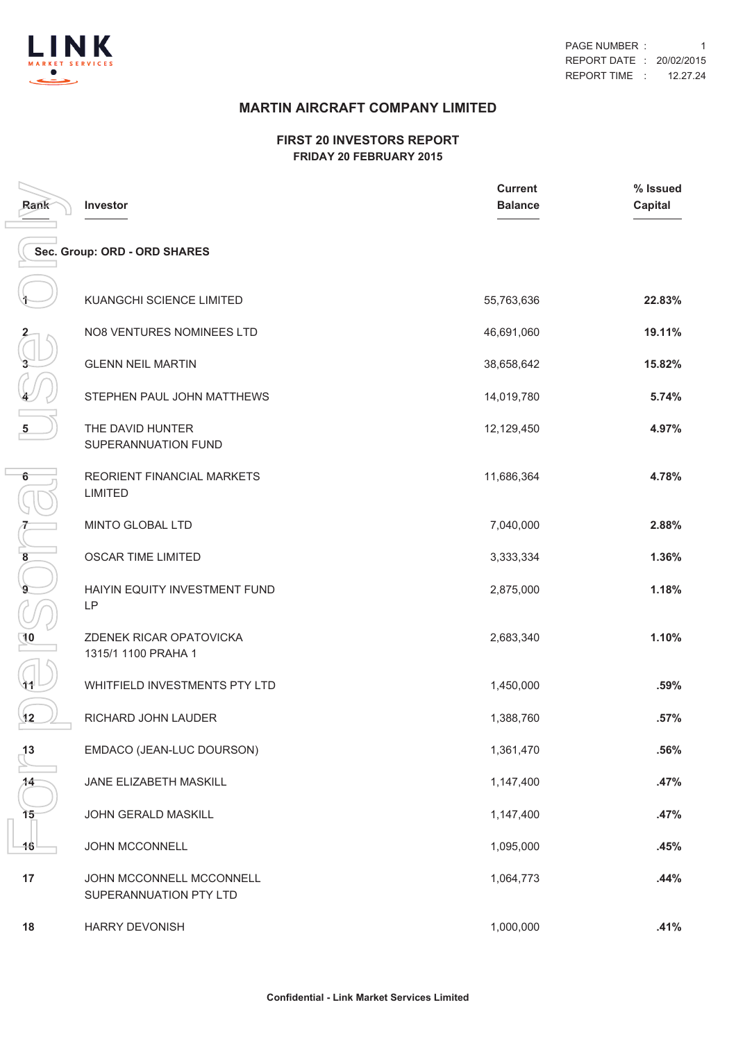# MARTIN AIRCRAFT COMPANY LIMITED

## FIRST 20 INVESTORS REPORT
### FRIDAY 20 FEBRUARY 2015

| Rank | Investor | Current Balance | % Issued Capital |
|---|---|---|---|
| **Sec. Group: ORD - ORD SHARES** | | | |
| 1 | KUANGCHI SCIENCE LIMITED | 55,763,636 | **22.83%** |
| 2 | NO8 VENTURES NOMINEES LTD | 46,691,060 | **19.11%** |
| 3 | GLENN NEIL MARTIN | 38,658,642 | **15.82%** |
| 4 | STEPHEN PAUL JOHN MATTHEWS | 14,019,780 | **5.74%** |
| 5 | THE DAVID HUNTER SUPERANNUATION FUND | 12,129,450 | **4.97%** |
| 6 | REORIENT FINANCIAL MARKETS LIMITED | 11,686,364 | **4.78%** |
| 7 | MINTO GLOBAL LTD | 7,040,000 | **2.88%** |
| 8 | OSCAR TIME LIMITED | 3,333,334 | **1.36%** |
| 9 | HAIYIN EQUITY INVESTMENT FUND LP | 2,875,000 | **1.18%** |
| 10 | ZDENEK RICAR OPATOVICKA 1315/1 1100 PRAHA 1 | 2,683,340 | **1.10%** |
| 11 | WHITFIELD INVESTMENTS PTY LTD | 1,450,000 | **.59%** |
| 12 | RICHARD JOHN LAUDER | 1,388,760 | **.57%** |
| 13 | EMDACO (JEAN-LUC DOURSON) | 1,361,470 | **.56%** |
| 14 | JANE ELIZABETH MASKILL | 1,147,400 | **.47%** |
| 15 | JOHN GERALD MASKILL | 1,147,400 | **.47%** |
| 16 | JOHN MCCONNELL | 1,095,000 | **.45%** |
| 17 | JOHN MCCONNELL MCCONNELL SUPERANNUATION PTY LTD | 1,064,773 | **.44%** |
| 18 | HARRY DEVONISH | 1,000,000 | **.41%** |

**Confidential - Link Market Services Limited**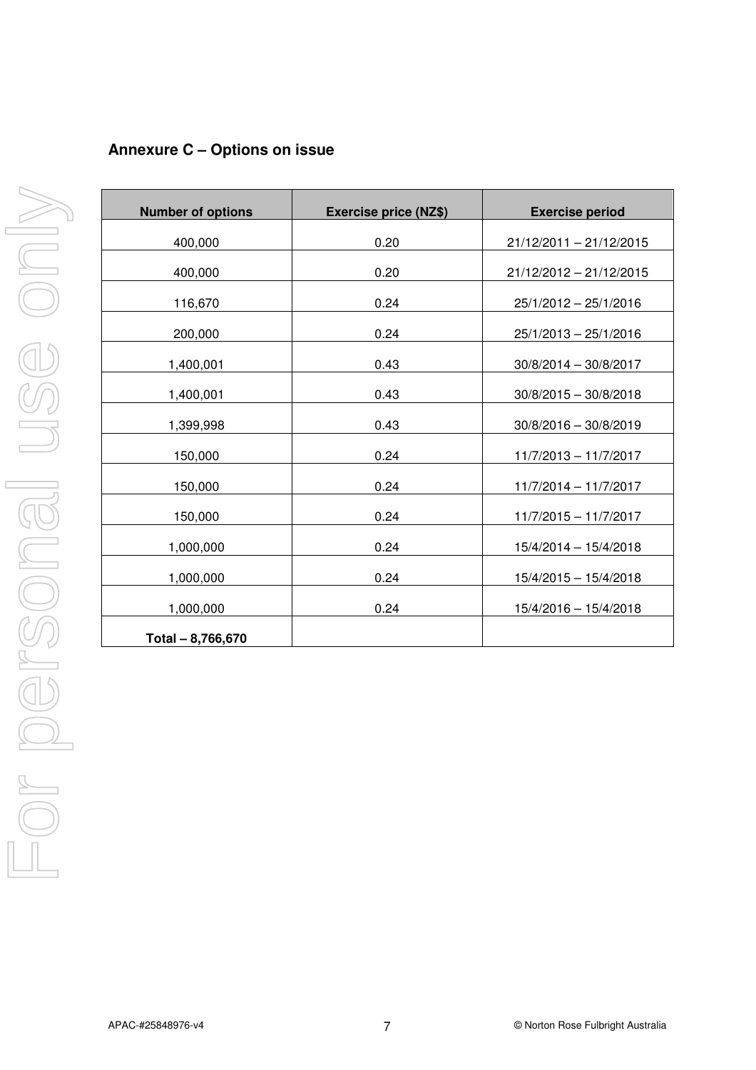## Annexure C – Options on issue

| Number of options | Exercise price (NZ$) | Exercise period |
|---|---|---|
| 400,000 | 0.20 | 21/12/2011 – 21/12/2015 |
| 400,000 | 0.20 | 21/12/2012 – 21/12/2015 |
| 116,670 | 0.24 | 25/1/2012 – 25/1/2016 |
| 200,000 | 0.24 | 25/1/2013 – 25/1/2016 |
| 1,400,001 | 0.43 | 30/8/2014 – 30/8/2017 |
| 1,400,001 | 0.43 | 30/8/2015 – 30/8/2018 |
| 1,399,998 | 0.43 | 30/8/2016 – 30/8/2019 |
| 150,000 | 0.24 | 11/7/2013 – 11/7/2017 |
| 150,000 | 0.24 | 11/7/2014 – 11/7/2017 |
| 150,000 | 0.24 | 11/7/2015 – 11/7/2017 |
| 1,000,000 | 0.24 | 15/4/2014 – 15/4/2018 |
| 1,000,000 | 0.24 | 15/4/2015 – 15/4/2018 |
| 1,000,000 | 0.24 | 15/4/2016 – 15/4/2018 |
| **Total – 8,766,670** | | |